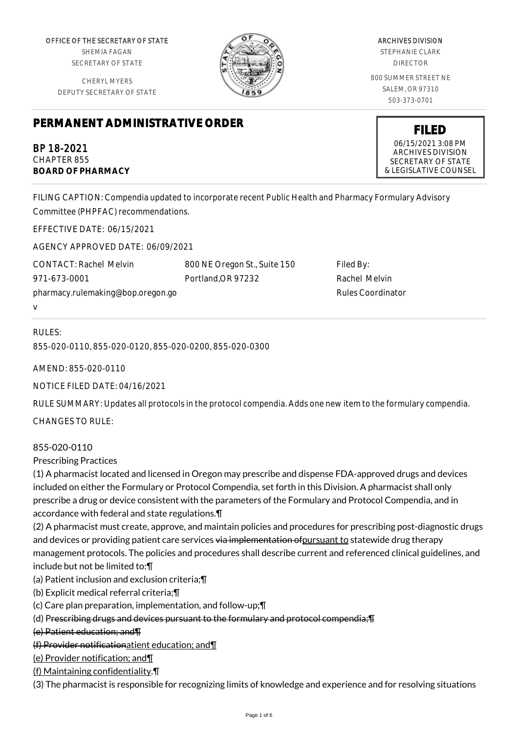OFFICE OF THE SECRETARY OF STATE
SHEMIA FAGAN
SECRETARY OF STATE

CHERYL MYERS
DEPUTY SECRETARY OF STATE

ARCHIVES DIVISION
STEPHANIE CLARK
DIRECTOR

800 SUMMER STREET NE
SALEM, OR 97310
503-373-0701

# PERMANENT ADMINISTRATIVE ORDER

**FILED**
06/15/2021 3:08 PM
ARCHIVES DIVISION
SECRETARY OF STATE
& LEGISLATIVE COUNSEL

BP 18-2021
CHAPTER 855
**BOARD OF PHARMACY**

FILING CAPTION: Compendia updated to incorporate recent Public Health and Pharmacy Formulary Advisory Committee (PHPFAC) recommendations.

EFFECTIVE DATE: 06/15/2021

AGENCY APPROVED DATE: 06/09/2021

CONTACT: Rachel Melvin
971-673-0001
pharmacy.rulemaking@bop.oregon.gov

800 NE Oregon St., Suite 150
Portland,OR 97232

Filed By:
Rachel Melvin
Rules Coordinator

RULES:

855-020-0110, 855-020-0120, 855-020-0200, 855-020-0300

AMEND: 855-020-0110

NOTICE FILED DATE: 04/16/2021

RULE SUMMARY: Updates all protocols in the protocol compendia. Adds one new item to the formulary compendia.

CHANGES TO RULE:

855-020-0110
Prescribing Practices

(1) A pharmacist located and licensed in Oregon may prescribe and dispense FDA-approved drugs and devices included on either the Formulary or Protocol Compendia, set forth in this Division. A pharmacist shall only prescribe a drug or device consistent with the parameters of the Formulary and Protocol Compendia, and in accordance with federal and state regulations.¶

(2) A pharmacist must create, approve, and maintain policies and procedures for prescribing post-diagnostic drugs and devices or providing patient care services ~~via implementation of~~pursuant to statewide drug therapy management protocols. The policies and procedures shall describe current and referenced clinical guidelines, and include but not be limited to:¶

(a) Patient inclusion and exclusion criteria;¶

(b) Explicit medical referral criteria;¶

(c) Care plan preparation, implementation, and follow-up;¶

(d) P~~rescribing drugs and devices pursuant to the formulary and protocol compendia;¶~~

~~(e) Patient education; and¶~~

~~(f) Provider notification~~atient education; and¶

(e) Provider notification; and¶

(f) Maintaining confidentiality.¶

(3) The pharmacist is responsible for recognizing limits of knowledge and experience and for resolving situations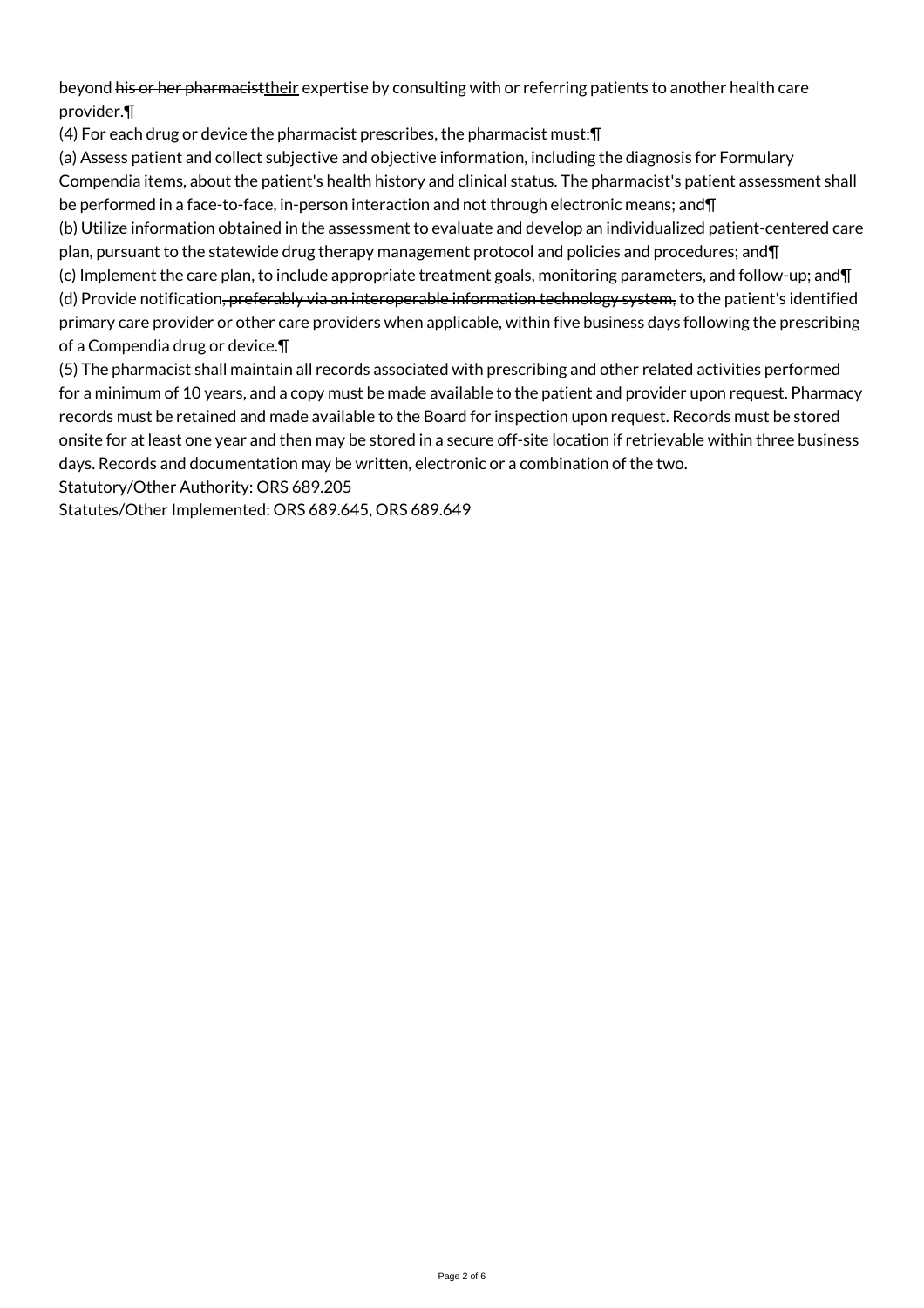beyond ~~his or her pharmacist~~<u>their</u> expertise by consulting with or referring patients to another health care provider.¶

(4) For each drug or device the pharmacist prescribes, the pharmacist must:¶

(a) Assess patient and collect subjective and objective information, including the diagnosis for Formulary Compendia items, about the patient's health history and clinical status. The pharmacist's patient assessment shall be performed in a face-to-face, in-person interaction and not through electronic means; and¶

(b) Utilize information obtained in the assessment to evaluate and develop an individualized patient-centered care plan, pursuant to the statewide drug therapy management protocol and policies and procedures; and¶

(c) Implement the care plan, to include appropriate treatment goals, monitoring parameters, and follow-up; and¶

(d) Provide notification~~, preferably via an interoperable information technology system,~~ to the patient's identified primary care provider or other care providers when applicable~~,~~ within five business days following the prescribing of a Compendia drug or device.¶

(5) The pharmacist shall maintain all records associated with prescribing and other related activities performed for a minimum of 10 years, and a copy must be made available to the patient and provider upon request. Pharmacy records must be retained and made available to the Board for inspection upon request. Records must be stored onsite for at least one year and then may be stored in a secure off-site location if retrievable within three business days. Records and documentation may be written, electronic or a combination of the two.

Statutory/Other Authority: ORS 689.205

Statutes/Other Implemented: ORS 689.645, ORS 689.649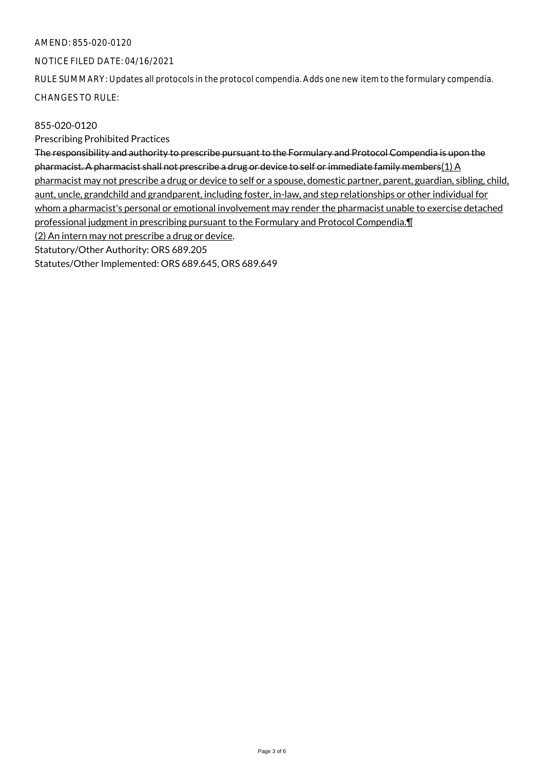AMEND: 855-020-0120

NOTICE FILED DATE: 04/16/2021

RULE SUMMARY: Updates all protocols in the protocol compendia. Adds one new item to the formulary compendia.

CHANGES TO RULE:

855-020-0120

Prescribing Prohibited Practices

~~The responsibility and authority to prescribe pursuant to the Formulary and Protocol Compendia is upon the pharmacist. A pharmacist shall not prescribe a drug or device to self or immediate family members~~<u>(1) A pharmacist may not prescribe a drug or device to self or a spouse, domestic partner, parent, guardian, sibling, child, aunt, uncle, grandchild and grandparent, including foster, in-law, and step relationships or other individual for whom a pharmacist's personal or emotional involvement may render the pharmacist unable to exercise detached professional judgment in prescribing pursuant to the Formulary and Protocol Compendia.¶</u>
<u>(2) An intern may not prescribe a drug or device</u>.

Statutory/Other Authority: ORS 689.205

Statutes/Other Implemented: ORS 689.645, ORS 689.649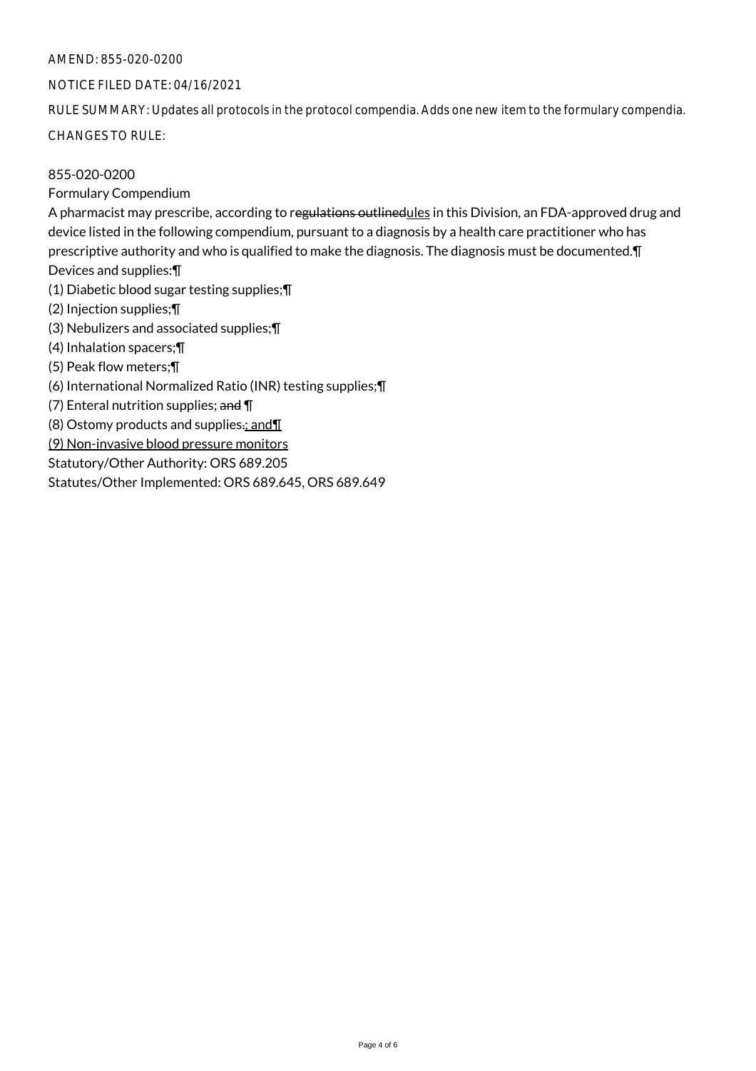AMEND: 855-020-0200

NOTICE FILED DATE: 04/16/2021

RULE SUMMARY: Updates all protocols in the protocol compendia. Adds one new item to the formulary compendia.

CHANGES TO RULE:

855-020-0200

Formulary Compendium

A pharmacist may prescribe, according to r~~egulations outlined~~ules in this Division, an FDA-approved drug and device listed in the following compendium, pursuant to a diagnosis by a health care practitioner who has prescriptive authority and who is qualified to make the diagnosis. The diagnosis must be documented.¶

Devices and supplies:¶

(1) Diabetic blood sugar testing supplies;¶

(2) Injection supplies;¶

(3) Nebulizers and associated supplies;¶

(4) Inhalation spacers;¶

(5) Peak flow meters;¶

(6) International Normalized Ratio (INR) testing supplies;¶

(7) Enteral nutrition supplies; ~~and~~ ¶

(8) Ostomy products and supplies~~.~~; and¶

(9) Non-invasive blood pressure monitors

Statutory/Other Authority: ORS 689.205

Statutes/Other Implemented: ORS 689.645, ORS 689.649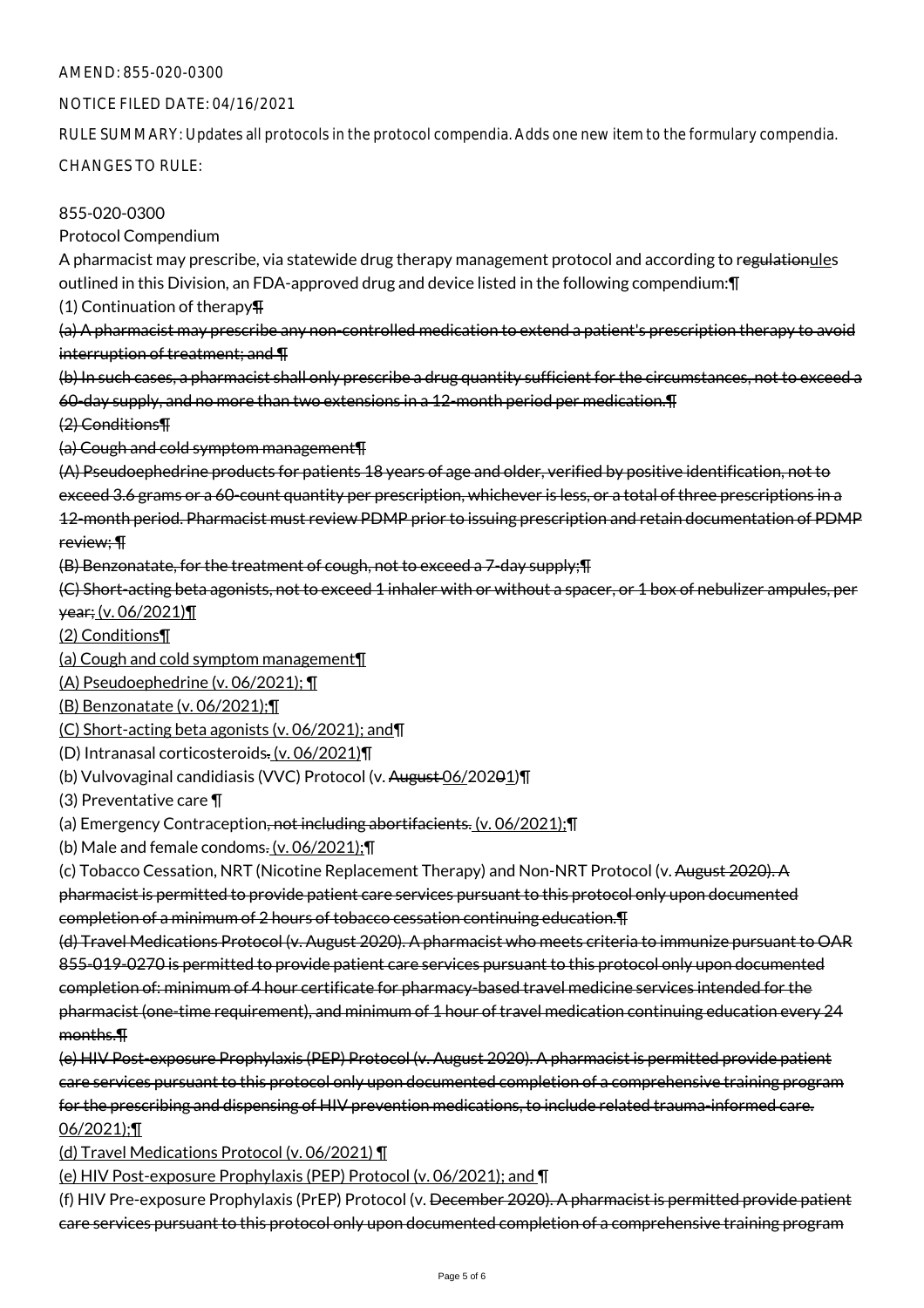AMEND: 855-020-0300

NOTICE FILED DATE: 04/16/2021

RULE SUMMARY: Updates all protocols in the protocol compendia. Adds one new item to the formulary compendia.

CHANGES TO RULE:

855-020-0300
Protocol Compendium

A pharmacist may prescribe, via statewide drug therapy management protocol and according to r~~egulation~~ules outlined in this Division, an FDA-approved drug and device listed in the following compendium:¶

(1) Continuation of therapy~~¶~~

~~(a) A pharmacist may prescribe any non-controlled medication to extend a patient's prescription therapy to avoid interruption of treatment; and ¶~~

~~(b) In such cases, a pharmacist shall only prescribe a drug quantity sufficient for the circumstances, not to exceed a 60-day supply, and no more than two extensions in a 12-month period per medication.¶~~

~~(2) Conditions¶~~

~~(a) Cough and cold symptom management¶~~

~~(A) Pseudoephedrine products for patients 18 years of age and older, verified by positive identification, not to exceed 3.6 grams or a 60-count quantity per prescription, whichever is less, or a total of three prescriptions in a 12-month period. Pharmacist must review PDMP prior to issuing prescription and retain documentation of PDMP review; ¶~~

~~(B) Benzonatate, for the treatment of cough, not to exceed a 7-day supply;¶~~

~~(C) Short-acting beta agonists, not to exceed 1 inhaler with or without a spacer, or 1 box of nebulizer ampules, per year;~~ (v. 06/2021)¶

(2) Conditions¶

(a) Cough and cold symptom management¶

(A) Pseudoephedrine (v. 06/2021); ¶

(B) Benzonatate (v. 06/2021);¶

(C) Short-acting beta agonists (v. 06/2021); and¶

(D) Intranasal corticosteroids~~.~~ (v. 06/2021)¶

(b) Vulvovaginal candidiasis (VVC) Protocol (v. ~~August~~ 06/202~~0~~1)¶

(3) Preventative care ¶

(a) Emergency Contraception~~, not including abortifacients.~~ (v. 06/2021);¶

(b) Male and female condoms~~.~~ (v. 06/2021);¶

(c) Tobacco Cessation, NRT (Nicotine Replacement Therapy) and Non-NRT Protocol (v. ~~August 2020). A pharmacist is permitted to provide patient care services pursuant to this protocol only upon documented completion of a minimum of 2 hours of tobacco cessation continuing education.¶~~

~~(d) Travel Medications Protocol (v. August 2020). A pharmacist who meets criteria to immunize pursuant to OAR 855-019-0270 is permitted to provide patient care services pursuant to this protocol only upon documented completion of: minimum of 4 hour certificate for pharmacy-based travel medicine services intended for the pharmacist (one-time requirement), and minimum of 1 hour of travel medication continuing education every 24 months.¶~~

~~(e) HIV Post-exposure Prophylaxis (PEP) Protocol (v. August 2020). A pharmacist is permitted provide patient care services pursuant to this protocol only upon documented completion of a comprehensive training program for the prescribing and dispensing of HIV prevention medications, to include related trauma-informed care.~~ 06/2021);¶

(d) Travel Medications Protocol (v. 06/2021) ¶

(e) HIV Post-exposure Prophylaxis (PEP) Protocol (v. 06/2021); and ¶

(f) HIV Pre-exposure Prophylaxis (PrEP) Protocol (v. ~~December 2020). A pharmacist is permitted provide patient care services pursuant to this protocol only upon documented completion of a comprehensive training program~~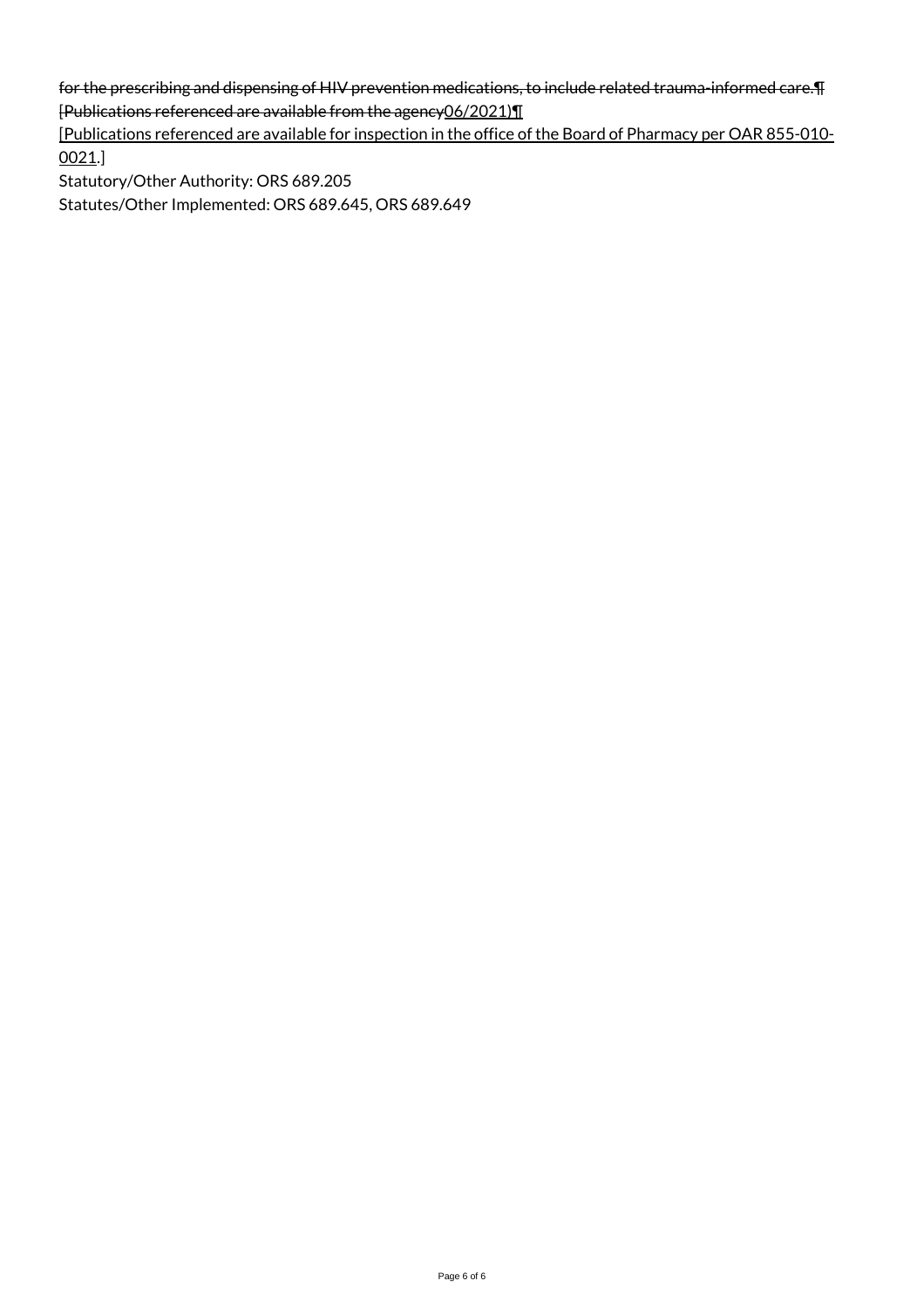~~for the prescribing and dispensing of HIV prevention medications, to include related trauma-informed care.¶~~
~~[Publications referenced are available from the agency~~06/2021)¶
[Publications referenced are available for inspection in the office of the Board of Pharmacy per OAR 855-010-0021.]
Statutory/Other Authority: ORS 689.205
Statutes/Other Implemented: ORS 689.645, ORS 689.649